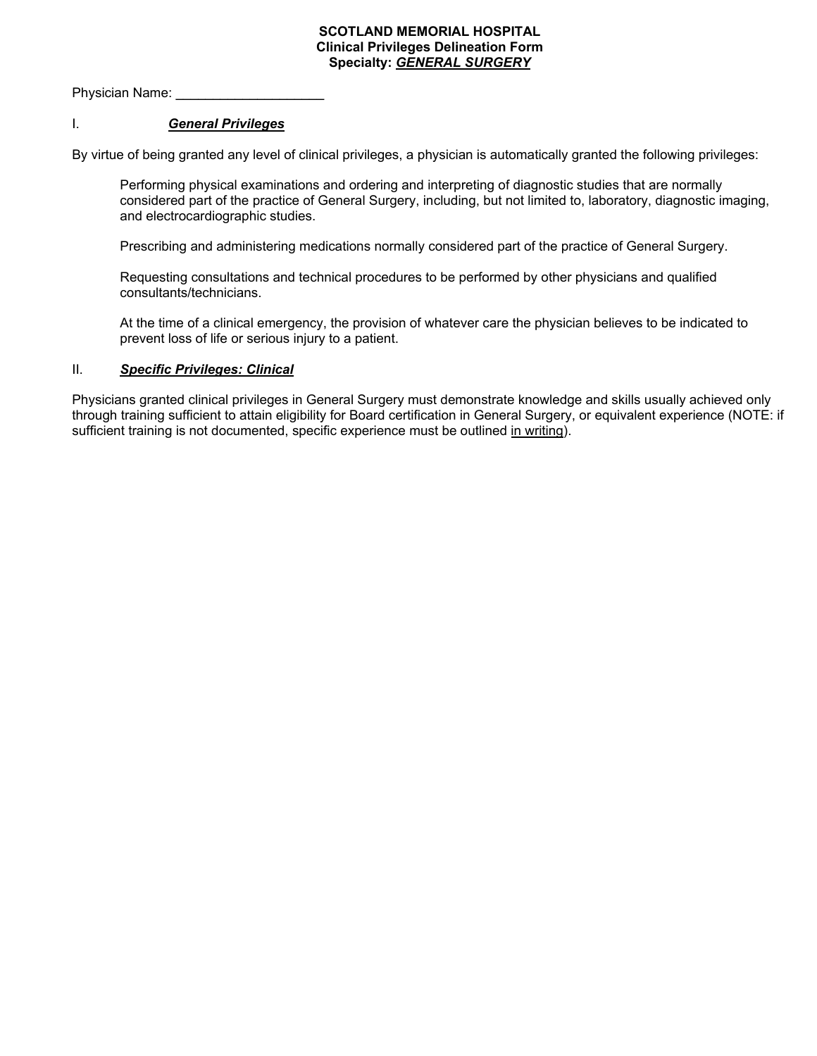**SCOTLAND MEMORIAL HOSPITAL**
**Clinical Privileges Delineation Form**
**Specialty: *GENERAL SURGERY***

Physician Name: ____________________

## I. *General Privileges*

By virtue of being granted any level of clinical privileges, a physician is automatically granted the following privileges:

> Performing physical examinations and ordering and interpreting of diagnostic studies that are normally considered part of the practice of General Surgery, including, but not limited to, laboratory, diagnostic imaging, and electrocardiographic studies.
>
> Prescribing and administering medications normally considered part of the practice of General Surgery.
>
> Requesting consultations and technical procedures to be performed by other physicians and qualified consultants/technicians.
>
> At the time of a clinical emergency, the provision of whatever care the physician believes to be indicated to prevent loss of life or serious injury to a patient.

## II. *Specific Privileges: Clinical*

Physicians granted clinical privileges in General Surgery must demonstrate knowledge and skills usually achieved only through training sufficient to attain eligibility for Board certification in General Surgery, or equivalent experience (NOTE: if sufficient training is not documented, specific experience must be outlined in writing).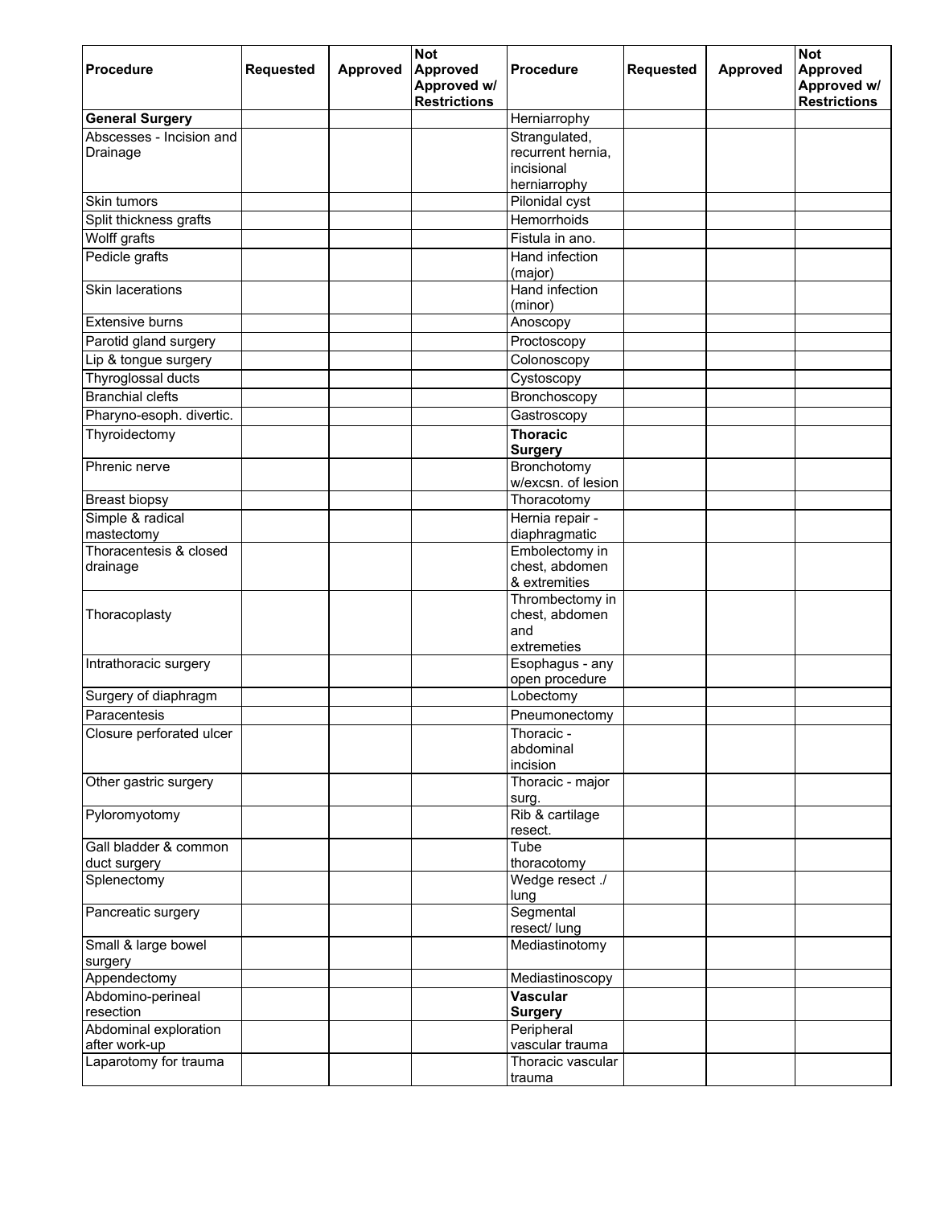| Procedure | Requested | Approved | Not Approved Approved w/ Restrictions | Procedure | Requested | Approved | Not Approved Approved w/ Restrictions |
|---|---|---|---|---|---|---|---|
| **General Surgery** | | | | Herniarrophy | | | |
| Abscesses - Incision and Drainage | | | | Strangulated, recurrent hernia, incisional herniarrophy | | | |
| Skin tumors | | | | Pilonidal cyst | | | |
| Split thickness grafts | | | | Hemorrhoids | | | |
| Wolff grafts | | | | Fistula in ano. | | | |
| Pedicle grafts | | | | Hand infection (major) | | | |
| Skin lacerations | | | | Hand infection (minor) | | | |
| Extensive burns | | | | Anoscopy | | | |
| Parotid gland surgery | | | | Proctoscopy | | | |
| Lip & tongue surgery | | | | Colonoscopy | | | |
| Thyroglossal ducts | | | | Cystoscopy | | | |
| Branchial clefts | | | | Bronchoscopy | | | |
| Pharyno-esoph. divertic. | | | | Gastroscopy | | | |
| Thyroidectomy | | | | **Thoracic Surgery** | | | |
| Phrenic nerve | | | | Bronchotomy w/excsn. of lesion | | | |
| Breast biopsy | | | | Thoracotomy | | | |
| Simple & radical mastectomy | | | | Hernia repair - diaphragmatic | | | |
| Thoracentesis & closed drainage | | | | Embolectomy in chest, abdomen & extremities | | | |
| Thoracoplasty | | | | Thrombectomy in chest, abdomen and extremeties | | | |
| Intrathoracic surgery | | | | Esophagus - any open procedure | | | |
| Surgery of diaphragm | | | | Lobectomy | | | |
| Paracentesis | | | | Pneumonectomy | | | |
| Closure perforated ulcer | | | | Thoracic - abdominal incision | | | |
| Other gastric surgery | | | | Thoracic - major surg. | | | |
| Pyloromyotomy | | | | Rib & cartilage resect. | | | |
| Gall bladder & common duct surgery | | | | Tube thoracotomy | | | |
| Splenectomy | | | | Wedge resect ./ lung | | | |
| Pancreatic surgery | | | | Segmental resect/ lung | | | |
| Small & large bowel surgery | | | | Mediastinotomy | | | |
| Appendectomy | | | | Mediastinoscopy | | | |
| Abdomino-perineal resection | | | | **Vascular Surgery** | | | |
| Abdominal exploration after work-up | | | | Peripheral vascular trauma | | | |
| Laparotomy for trauma | | | | Thoracic vascular trauma | | | |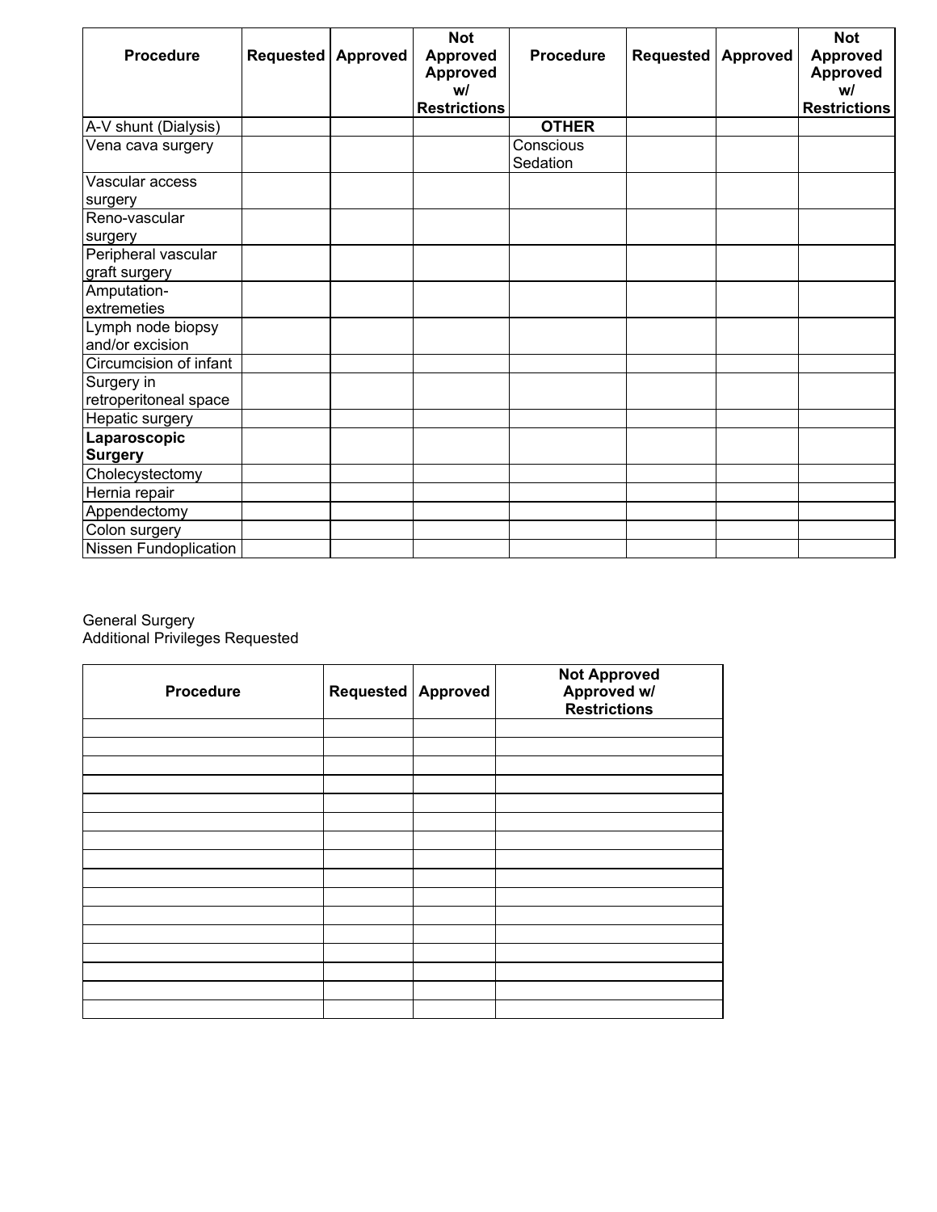| Procedure | Requested | Approved | Not Approved Approved w/ Restrictions | Procedure | Requested | Approved | Not Approved Approved w/ Restrictions |
|---|---|---|---|---|---|---|---|
| A-V shunt (Dialysis) | | | | **OTHER** | | | |
| Vena cava surgery | | | | Conscious Sedation | | | |
| Vascular access surgery | | | | | | | |
| Reno-vascular surgery | | | | | | | |
| Peripheral vascular graft surgery | | | | | | | |
| Amputation-extremeties | | | | | | | |
| Lymph node biopsy and/or excision | | | | | | | |
| Circumcision of infant | | | | | | | |
| Surgery in retroperitoneal space | | | | | | | |
| Hepatic surgery | | | | | | | |
| **Laparoscopic Surgery** | | | | | | | |
| Cholecystectomy | | | | | | | |
| Hernia repair | | | | | | | |
| Appendectomy | | | | | | | |
| Colon surgery | | | | | | | |
| Nissen Fundoplication | | | | | | | |

General Surgery
Additional Privileges Requested

| Procedure | Requested | Approved | Not Approved Approved w/ Restrictions |
|---|---|---|---|
| | | | |
| | | | |
| | | | |
| | | | |
| | | | |
| | | | |
| | | | |
| | | | |
| | | | |
| | | | |
| | | | |
| | | | |
| | | | |
| | | | |
| | | | |
| | | | |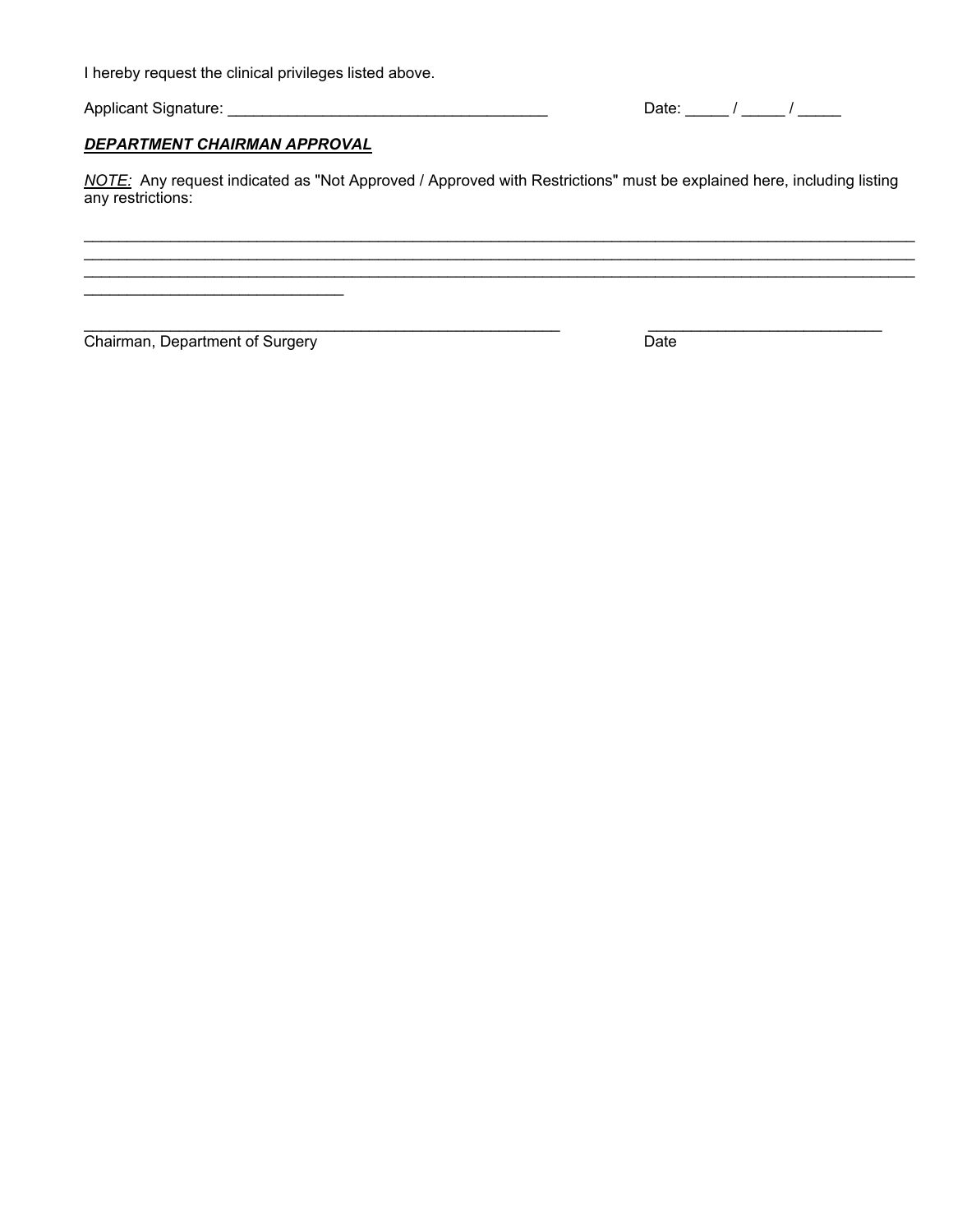I hereby request the clinical privileges listed above.

Applicant Signature: _____________________________________ Date: _____ / _____ / _____

***DEPARTMENT CHAIRMAN APPROVAL***

*NOTE:* Any request indicated as "Not Approved / Approved with Restrictions" must be explained here, including listing any restrictions:

_______________________________________________________________________________________________
_______________________________________________________________________________________________
_______________________________________________________________________________________________
______________________________

_______________________________________________________ ___________________________
Chairman, Department of Surgery Date